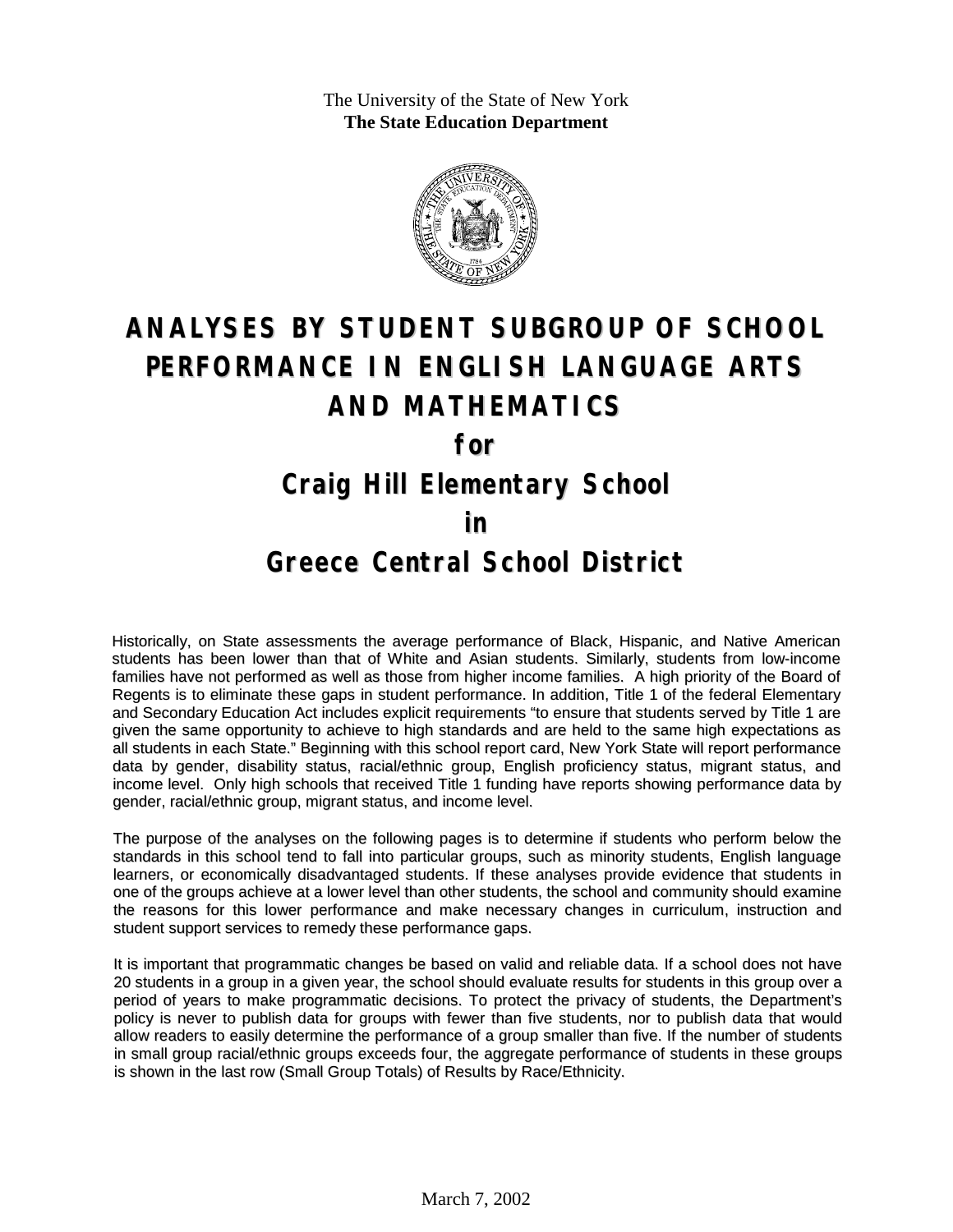The University of the State of New York
**The State Education Department**

# ANALYSES BY STUDENT SUBGROUP OF SCHOOL PERFORMANCE IN ENGLISH LANGUAGE ARTS AND MATHEMATICS

## for

## Craig Hill Elementary School

## in

## Greece Central School District

Historically, on State assessments the average performance of Black, Hispanic, and Native American students has been lower than that of White and Asian students. Similarly, students from low-income families have not performed as well as those from higher income families. A high priority of the Board of Regents is to eliminate these gaps in student performance. In addition, Title 1 of the federal Elementary and Secondary Education Act includes explicit requirements "to ensure that students served by Title 1 are given the same opportunity to achieve to high standards and are held to the same high expectations as all students in each State." Beginning with this school report card, New York State will report performance data by gender, disability status, racial/ethnic group, English proficiency status, migrant status, and income level. Only high schools that received Title 1 funding have reports showing performance data by gender, racial/ethnic group, migrant status, and income level.

The purpose of the analyses on the following pages is to determine if students who perform below the standards in this school tend to fall into particular groups, such as minority students, English language learners, or economically disadvantaged students. If these analyses provide evidence that students in one of the groups achieve at a lower level than other students, the school and community should examine the reasons for this lower performance and make necessary changes in curriculum, instruction and student support services to remedy these performance gaps.

It is important that programmatic changes be based on valid and reliable data. If a school does not have 20 students in a group in a given year, the school should evaluate results for students in this group over a period of years to make programmatic decisions. To protect the privacy of students, the Department's policy is never to publish data for groups with fewer than five students, nor to publish data that would allow readers to easily determine the performance of a group smaller than five. If the number of students in small group racial/ethnic groups exceeds four, the aggregate performance of students in these groups is shown in the last row (Small Group Totals) of Results by Race/Ethnicity.

March 7, 2002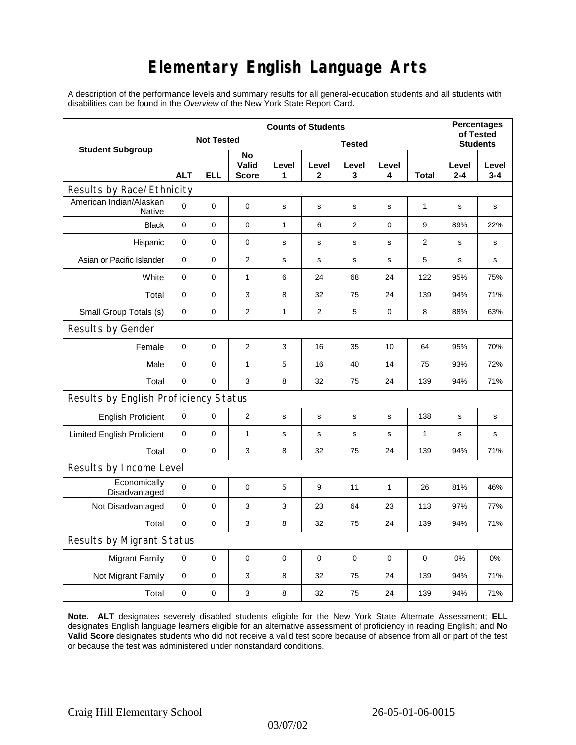# Elementary English Language Arts

A description of the performance levels and summary results for all general-education students and all students with disabilities can be found in the *Overview* of the New York State Report Card.

| Student Subgroup | Counts of Students | | | | | | | | Percentages of Tested Students | |
|---|---|---|---|---|---|---|---|---|---|---|
| | Not Tested | | | Tested | | | | | | |
| | ALT | ELL | No Valid Score | Level 1 | Level 2 | Level 3 | Level 4 | Total | Level 2-4 | Level 3-4 |
| **Results by Race/Ethnicity** | | | | | | | | | | |
| American Indian/Alaskan Native | 0 | 0 | 0 | s | s | s | s | 1 | s | s |
| Black | 0 | 0 | 0 | 1 | 6 | 2 | 0 | 9 | 89% | 22% |
| Hispanic | 0 | 0 | 0 | s | s | s | s | 2 | s | s |
| Asian or Pacific Islander | 0 | 0 | 2 | s | s | s | s | 5 | s | s |
| White | 0 | 0 | 1 | 6 | 24 | 68 | 24 | 122 | 95% | 75% |
| Total | 0 | 0 | 3 | 8 | 32 | 75 | 24 | 139 | 94% | 71% |
| Small Group Totals (s) | 0 | 0 | 2 | 1 | 2 | 5 | 0 | 8 | 88% | 63% |
| **Results by Gender** | | | | | | | | | | |
| Female | 0 | 0 | 2 | 3 | 16 | 35 | 10 | 64 | 95% | 70% |
| Male | 0 | 0 | 1 | 5 | 16 | 40 | 14 | 75 | 93% | 72% |
| Total | 0 | 0 | 3 | 8 | 32 | 75 | 24 | 139 | 94% | 71% |
| **Results by English Proficiency Status** | | | | | | | | | | |
| English Proficient | 0 | 0 | 2 | s | s | s | s | 138 | s | s |
| Limited English Proficient | 0 | 0 | 1 | s | s | s | s | 1 | s | s |
| Total | 0 | 0 | 3 | 8 | 32 | 75 | 24 | 139 | 94% | 71% |
| **Results by Income Level** | | | | | | | | | | |
| Economically Disadvantaged | 0 | 0 | 0 | 5 | 9 | 11 | 1 | 26 | 81% | 46% |
| Not Disadvantaged | 0 | 0 | 3 | 3 | 23 | 64 | 23 | 113 | 97% | 77% |
| Total | 0 | 0 | 3 | 8 | 32 | 75 | 24 | 139 | 94% | 71% |
| **Results by Migrant Status** | | | | | | | | | | |
| Migrant Family | 0 | 0 | 0 | 0 | 0 | 0 | 0 | 0 | 0% | 0% |
| Not Migrant Family | 0 | 0 | 3 | 8 | 32 | 75 | 24 | 139 | 94% | 71% |
| Total | 0 | 0 | 3 | 8 | 32 | 75 | 24 | 139 | 94% | 71% |

**Note. ALT** designates severely disabled students eligible for the New York State Alternate Assessment; **ELL** designates English language learners eligible for an alternative assessment of proficiency in reading English; and **No Valid Score** designates students who did not receive a valid test score because of absence from all or part of the test or because the test was administered under nonstandard conditions.

Craig Hill Elementary School 26-05-01-06-0015

03/07/02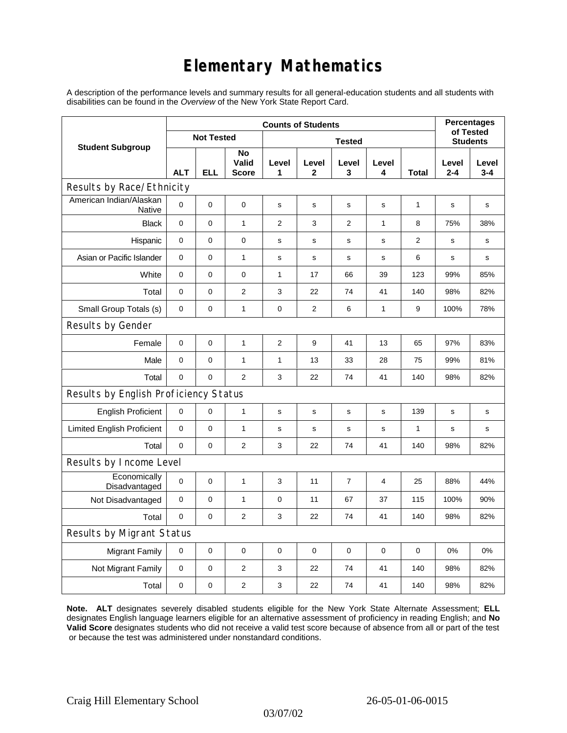# Elementary Mathematics

A description of the performance levels and summary results for all general-education students and all students with disabilities can be found in the *Overview* of the New York State Report Card.

| Student Subgroup | Counts of Students | | | | | | | | Percentages of Tested Students | |
|---|---|---|---|---|---|---|---|---|---|---|
| | Not Tested | | | Tested | | | | | | |
| | ALT | ELL | No Valid Score | Level 1 | Level 2 | Level 3 | Level 4 | Total | Level 2-4 | Level 3-4 |
| **Results by Race/Ethnicity** | | | | | | | | | | |
| American Indian/Alaskan Native | 0 | 0 | 0 | s | s | s | s | 1 | s | s |
| Black | 0 | 0 | 1 | 2 | 3 | 2 | 1 | 8 | 75% | 38% |
| Hispanic | 0 | 0 | 0 | s | s | s | s | 2 | s | s |
| Asian or Pacific Islander | 0 | 0 | 1 | s | s | s | s | 6 | s | s |
| White | 0 | 0 | 0 | 1 | 17 | 66 | 39 | 123 | 99% | 85% |
| Total | 0 | 0 | 2 | 3 | 22 | 74 | 41 | 140 | 98% | 82% |
| Small Group Totals (s) | 0 | 0 | 1 | 0 | 2 | 6 | 1 | 9 | 100% | 78% |
| **Results by Gender** | | | | | | | | | | |
| Female | 0 | 0 | 1 | 2 | 9 | 41 | 13 | 65 | 97% | 83% |
| Male | 0 | 0 | 1 | 1 | 13 | 33 | 28 | 75 | 99% | 81% |
| Total | 0 | 0 | 2 | 3 | 22 | 74 | 41 | 140 | 98% | 82% |
| **Results by English Proficiency Status** | | | | | | | | | | |
| English Proficient | 0 | 0 | 1 | s | s | s | s | 139 | s | s |
| Limited English Proficient | 0 | 0 | 1 | s | s | s | s | 1 | s | s |
| Total | 0 | 0 | 2 | 3 | 22 | 74 | 41 | 140 | 98% | 82% |
| **Results by Income Level** | | | | | | | | | | |
| Economically Disadvantaged | 0 | 0 | 1 | 3 | 11 | 7 | 4 | 25 | 88% | 44% |
| Not Disadvantaged | 0 | 0 | 1 | 0 | 11 | 67 | 37 | 115 | 100% | 90% |
| Total | 0 | 0 | 2 | 3 | 22 | 74 | 41 | 140 | 98% | 82% |
| **Results by Migrant Status** | | | | | | | | | | |
| Migrant Family | 0 | 0 | 0 | 0 | 0 | 0 | 0 | 0 | 0% | 0% |
| Not Migrant Family | 0 | 0 | 2 | 3 | 22 | 74 | 41 | 140 | 98% | 82% |
| Total | 0 | 0 | 2 | 3 | 22 | 74 | 41 | 140 | 98% | 82% |

**Note. ALT** designates severely disabled students eligible for the New York State Alternate Assessment; **ELL** designates English language learners eligible for an alternative assessment of proficiency in reading English; and **No Valid Score** designates students who did not receive a valid test score because of absence from all or part of the test or because the test was administered under nonstandard conditions.

Craig Hill Elementary School 26-05-01-06-0015

03/07/02